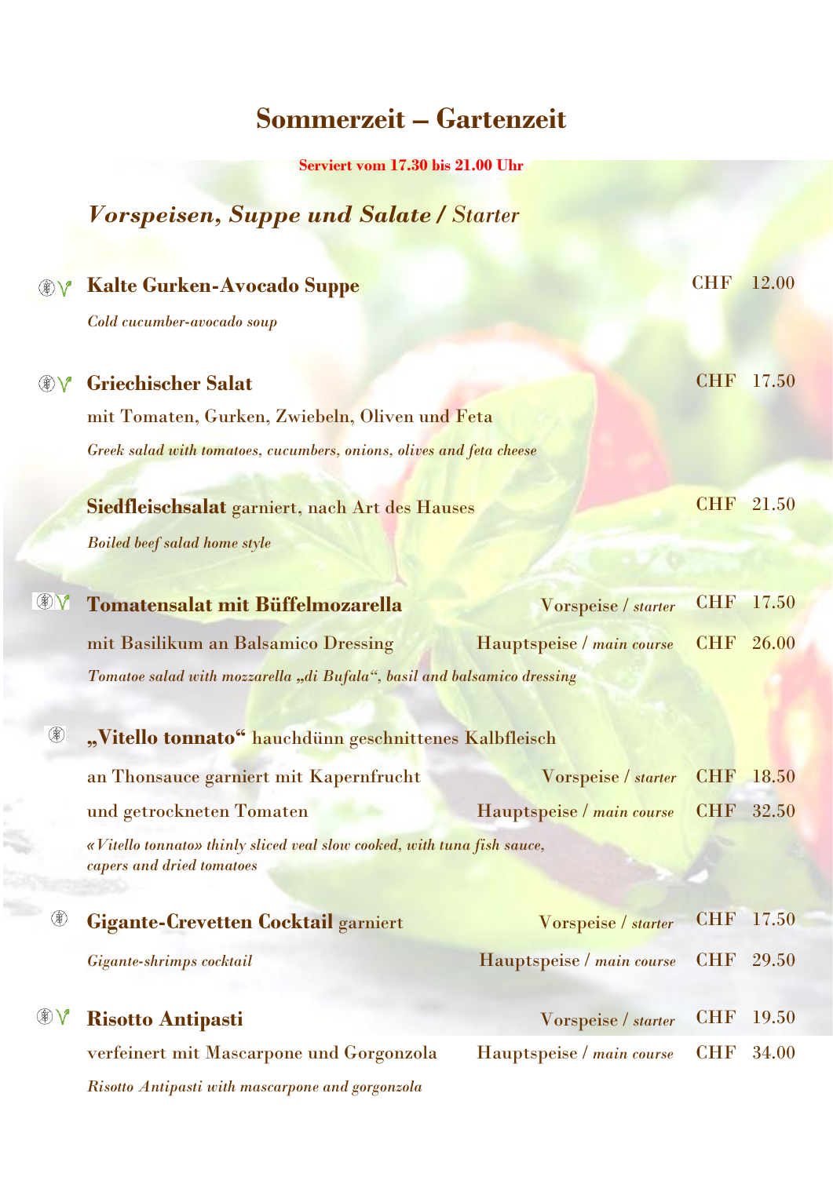# Sommerzeit – Gartenzeit

**Serviert vom 17.30 bis 21.00 Uhr**

## *Vorspeisen, Suppe und Salate / Starter*

**Kalte Gurken-Avocado Suppe** — CHF 12.00

*Cold cucumber-avocado soup*

**Griechischer Salat** — CHF 17.50

mit Tomaten, Gurken, Zwiebeln, Oliven und Feta

*Greek salad with tomatoes, cucumbers, onions, olives and feta cheese*

**Siedfleischsalat** garniert, nach Art des Hauses — CHF 21.50

*Boiled beef salad home style*

**Tomatensalat mit Büffelmozarella**

mit Basilikum an Balsamico Dressing

| | | |
|---|---|---|
| Vorspeise / *starter* | CHF | 17.50 |
| Hauptspeise / *main course* | CHF | 26.00 |

*Tomatoe salad with mozzarella „di Bufala", basil and balsamico dressing*

**„Vitello tonnato"** hauchdünn geschnittenes Kalbfleisch an Thonsauce garniert mit Kapernfrucht und getrockneten Tomaten

| | | |
|---|---|---|
| Vorspeise / *starter* | CHF | 18.50 |
| Hauptspeise / *main course* | CHF | 32.50 |

*«Vitello tonnato» thinly sliced veal slow cooked, with tuna fish sauce, capers and dried tomatoes*

**Gigante-Crevetten Cocktail** garniert

*Gigante-shrimps cocktail*

| | | |
|---|---|---|
| Vorspeise / *starter* | CHF | 17.50 |
| Hauptspeise / *main course* | CHF | 29.50 |

**Risotto Antipasti**

verfeinert mit Mascarpone und Gorgonzola

| | | |
|---|---|---|
| Vorspeise / *starter* | CHF | 19.50 |
| Hauptspeise / *main course* | CHF | 34.00 |

*Risotto Antipasti with mascarpone and gorgonzola*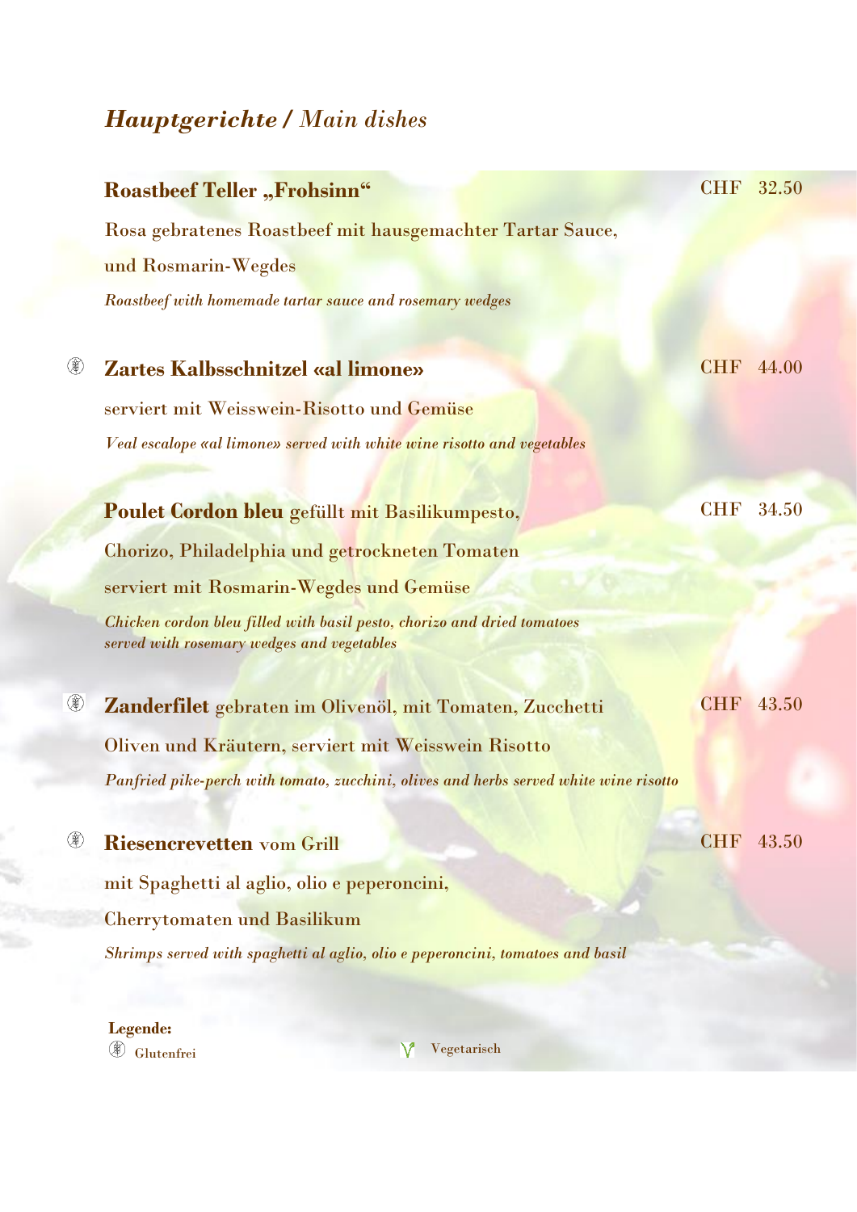# *Hauptgerichte / Main dishes*

**Roastbeef Teller „Frohsinn“** CHF 32.50

Rosa gebratenes Roastbeef mit hausgemachter Tartar Sauce,

und Rosmarin-Wegdes

*Roastbeef with homemade tartar sauce and rosemary wedges*

(Glutenfrei) **Zartes Kalbsschnitzel «al limone»** CHF 44.00

serviert mit Weisswein-Risotto und Gemüse

*Veal escalope «al limone» served with white wine risotto and vegetables*

**Poulet Cordon bleu** gefüllt mit Basilikumpesto, CHF 34.50

Chorizo, Philadelphia und getrockneten Tomaten

serviert mit Rosmarin-Wegdes und Gemüse

*Chicken cordon bleu filled with basil pesto, chorizo and dried tomatoes served with rosemary wedges and vegetables*

(Glutenfrei) **Zanderfilet** gebraten im Olivenöl, mit Tomaten, Zucchetti CHF 43.50

Oliven und Kräutern, serviert mit Weisswein Risotto

*Panfried pike-perch with tomato, zucchini, olives and herbs served white wine risotto*

(Glutenfrei) **Riesencrevetten** vom Grill CHF 43.50

mit Spaghetti al aglio, olio e peperoncini,

Cherrytomaten und Basilikum

*Shrimps served with spaghetti al aglio, olio e peperoncini, tomatoes and basil*

**Legende:**

Glutenfrei

Vegetarisch